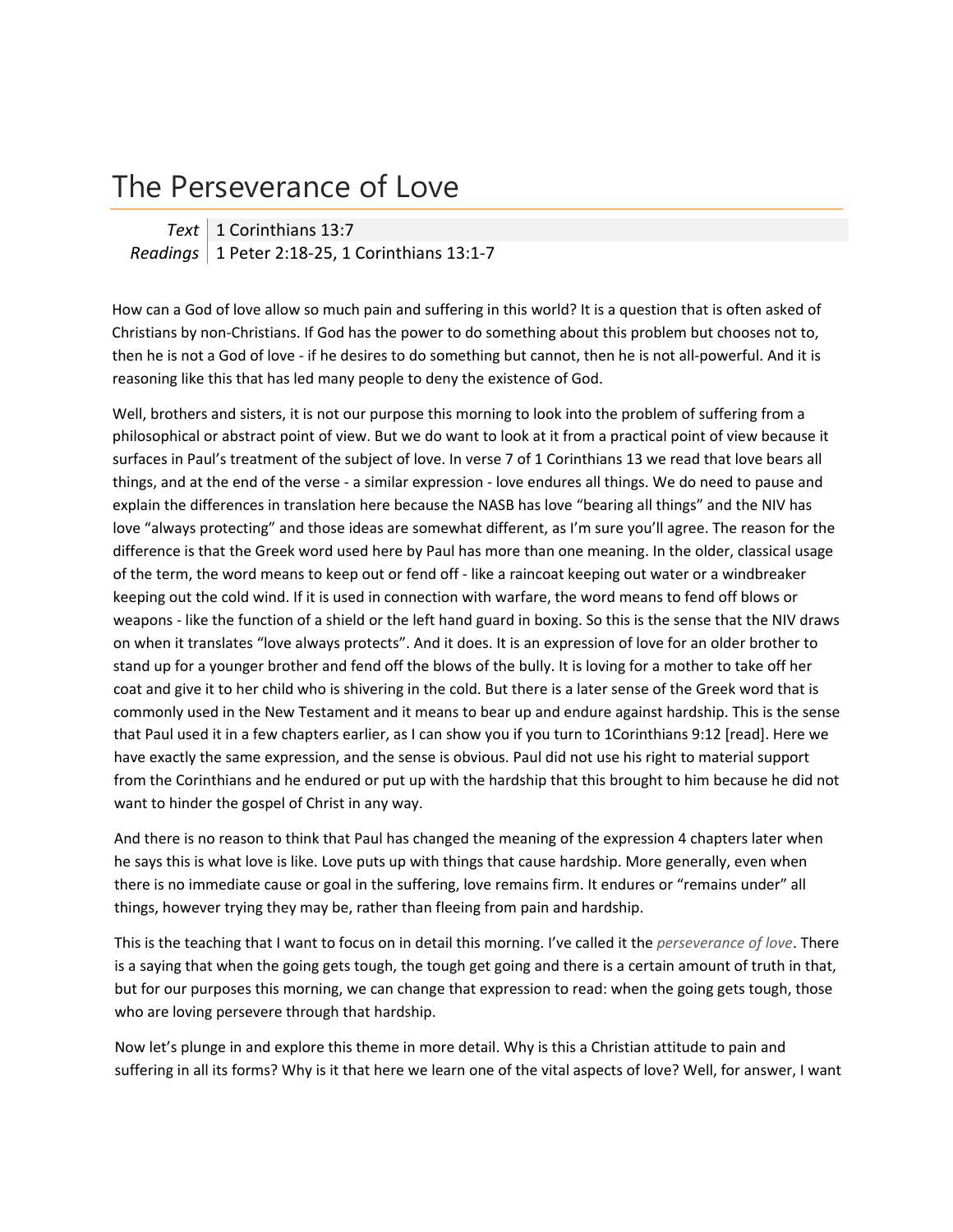# The Perseverance of Love

| | |
|---|---|
| *Text* | 1 Corinthians 13:7 |
| *Readings* | 1 Peter 2:18-25, 1 Corinthians 13:1-7 |

How can a God of love allow so much pain and suffering in this world? It is a question that is often asked of Christians by non-Christians. If God has the power to do something about this problem but chooses not to, then he is not a God of love - if he desires to do something but cannot, then he is not all-powerful. And it is reasoning like this that has led many people to deny the existence of God.

Well, brothers and sisters, it is not our purpose this morning to look into the problem of suffering from a philosophical or abstract point of view. But we do want to look at it from a practical point of view because it surfaces in Paul's treatment of the subject of love. In verse 7 of 1 Corinthians 13 we read that love bears all things, and at the end of the verse - a similar expression - love endures all things. We do need to pause and explain the differences in translation here because the NASB has love "bearing all things" and the NIV has love "always protecting" and those ideas are somewhat different, as I'm sure you'll agree. The reason for the difference is that the Greek word used here by Paul has more than one meaning. In the older, classical usage of the term, the word means to keep out or fend off - like a raincoat keeping out water or a windbreaker keeping out the cold wind. If it is used in connection with warfare, the word means to fend off blows or weapons - like the function of a shield or the left hand guard in boxing. So this is the sense that the NIV draws on when it translates "love always protects". And it does. It is an expression of love for an older brother to stand up for a younger brother and fend off the blows of the bully. It is loving for a mother to take off her coat and give it to her child who is shivering in the cold. But there is a later sense of the Greek word that is commonly used in the New Testament and it means to bear up and endure against hardship. This is the sense that Paul used it in a few chapters earlier, as I can show you if you turn to 1Corinthians 9:12 [read]. Here we have exactly the same expression, and the sense is obvious. Paul did not use his right to material support from the Corinthians and he endured or put up with the hardship that this brought to him because he did not want to hinder the gospel of Christ in any way.

And there is no reason to think that Paul has changed the meaning of the expression 4 chapters later when he says this is what love is like. Love puts up with things that cause hardship. More generally, even when there is no immediate cause or goal in the suffering, love remains firm. It endures or "remains under" all things, however trying they may be, rather than fleeing from pain and hardship.

This is the teaching that I want to focus on in detail this morning. I've called it the *perseverance of love*. There is a saying that when the going gets tough, the tough get going and there is a certain amount of truth in that, but for our purposes this morning, we can change that expression to read: when the going gets tough, those who are loving persevere through that hardship.

Now let's plunge in and explore this theme in more detail. Why is this a Christian attitude to pain and suffering in all its forms? Why is it that here we learn one of the vital aspects of love? Well, for answer, I want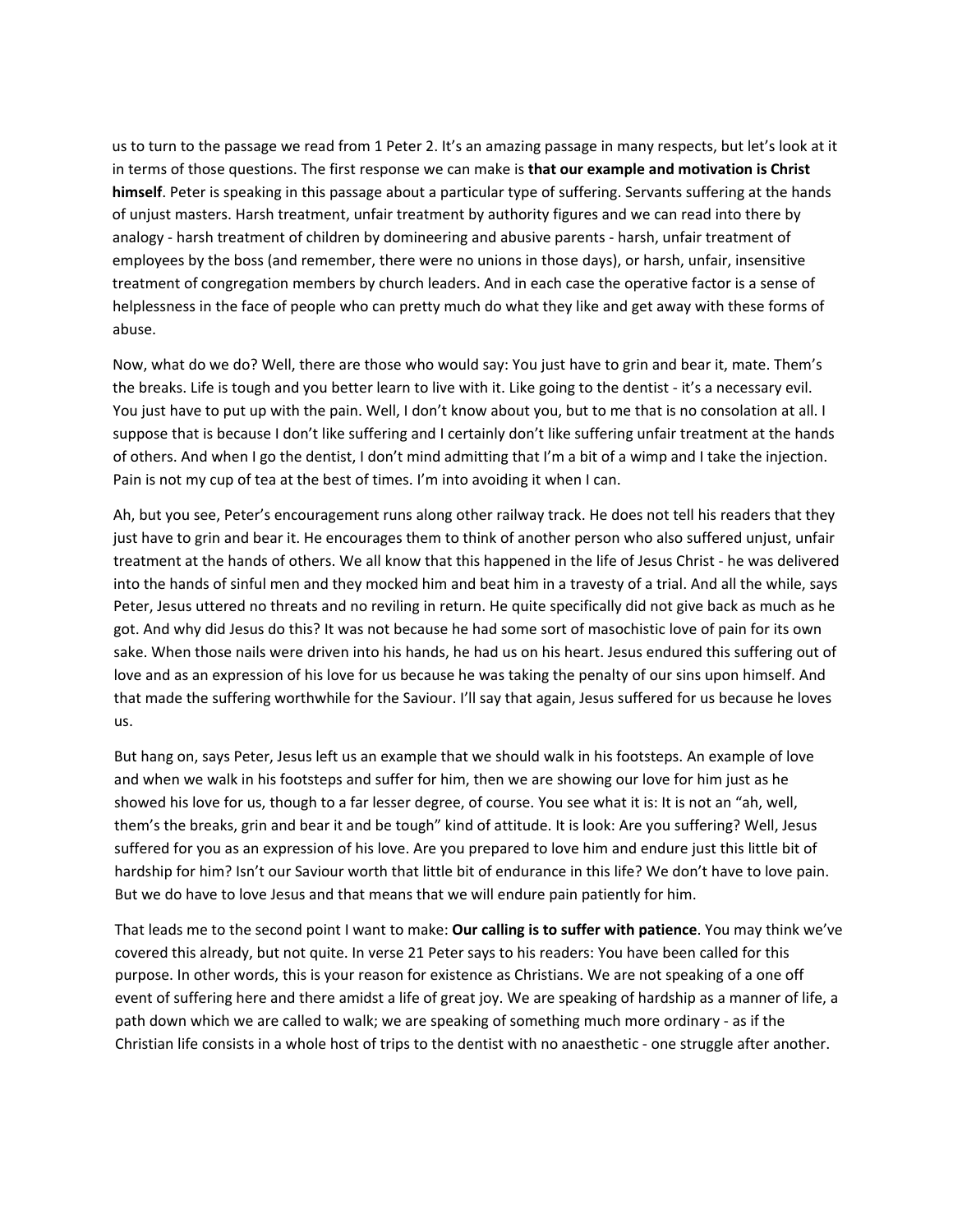us to turn to the passage we read from 1 Peter 2. It's an amazing passage in many respects, but let's look at it in terms of those questions. The first response we can make is **that our example and motivation is Christ himself**. Peter is speaking in this passage about a particular type of suffering. Servants suffering at the hands of unjust masters. Harsh treatment, unfair treatment by authority figures and we can read into there by analogy - harsh treatment of children by domineering and abusive parents - harsh, unfair treatment of employees by the boss (and remember, there were no unions in those days), or harsh, unfair, insensitive treatment of congregation members by church leaders. And in each case the operative factor is a sense of helplessness in the face of people who can pretty much do what they like and get away with these forms of abuse.

Now, what do we do? Well, there are those who would say: You just have to grin and bear it, mate. Them's the breaks. Life is tough and you better learn to live with it. Like going to the dentist - it's a necessary evil. You just have to put up with the pain. Well, I don't know about you, but to me that is no consolation at all. I suppose that is because I don't like suffering and I certainly don't like suffering unfair treatment at the hands of others. And when I go the dentist, I don't mind admitting that I'm a bit of a wimp and I take the injection. Pain is not my cup of tea at the best of times. I'm into avoiding it when I can.

Ah, but you see, Peter's encouragement runs along other railway track. He does not tell his readers that they just have to grin and bear it. He encourages them to think of another person who also suffered unjust, unfair treatment at the hands of others. We all know that this happened in the life of Jesus Christ - he was delivered into the hands of sinful men and they mocked him and beat him in a travesty of a trial. And all the while, says Peter, Jesus uttered no threats and no reviling in return. He quite specifically did not give back as much as he got. And why did Jesus do this? It was not because he had some sort of masochistic love of pain for its own sake. When those nails were driven into his hands, he had us on his heart. Jesus endured this suffering out of love and as an expression of his love for us because he was taking the penalty of our sins upon himself. And that made the suffering worthwhile for the Saviour. I'll say that again, Jesus suffered for us because he loves us.

But hang on, says Peter, Jesus left us an example that we should walk in his footsteps. An example of love and when we walk in his footsteps and suffer for him, then we are showing our love for him just as he showed his love for us, though to a far lesser degree, of course. You see what it is: It is not an "ah, well, them's the breaks, grin and bear it and be tough" kind of attitude. It is look: Are you suffering? Well, Jesus suffered for you as an expression of his love. Are you prepared to love him and endure just this little bit of hardship for him? Isn't our Saviour worth that little bit of endurance in this life? We don't have to love pain. But we do have to love Jesus and that means that we will endure pain patiently for him.

That leads me to the second point I want to make: **Our calling is to suffer with patience**. You may think we've covered this already, but not quite. In verse 21 Peter says to his readers: You have been called for this purpose. In other words, this is your reason for existence as Christians. We are not speaking of a one off event of suffering here and there amidst a life of great joy. We are speaking of hardship as a manner of life, a path down which we are called to walk; we are speaking of something much more ordinary - as if the Christian life consists in a whole host of trips to the dentist with no anaesthetic - one struggle after another.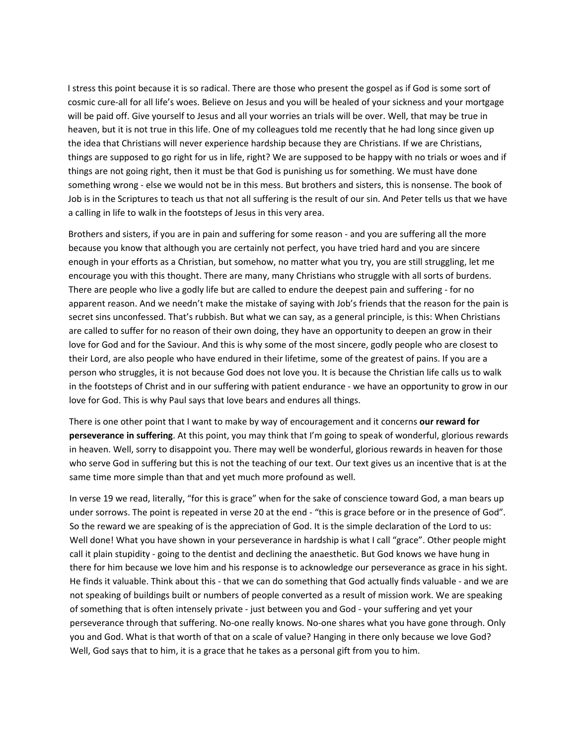I stress this point because it is so radical. There are those who present the gospel as if God is some sort of cosmic cure-all for all life's woes. Believe on Jesus and you will be healed of your sickness and your mortgage will be paid off. Give yourself to Jesus and all your worries an trials will be over. Well, that may be true in heaven, but it is not true in this life. One of my colleagues told me recently that he had long since given up the idea that Christians will never experience hardship because they are Christians. If we are Christians, things are supposed to go right for us in life, right? We are supposed to be happy with no trials or woes and if things are not going right, then it must be that God is punishing us for something. We must have done something wrong - else we would not be in this mess. But brothers and sisters, this is nonsense. The book of Job is in the Scriptures to teach us that not all suffering is the result of our sin. And Peter tells us that we have a calling in life to walk in the footsteps of Jesus in this very area.

Brothers and sisters, if you are in pain and suffering for some reason - and you are suffering all the more because you know that although you are certainly not perfect, you have tried hard and you are sincere enough in your efforts as a Christian, but somehow, no matter what you try, you are still struggling, let me encourage you with this thought. There are many, many Christians who struggle with all sorts of burdens. There are people who live a godly life but are called to endure the deepest pain and suffering - for no apparent reason. And we needn't make the mistake of saying with Job's friends that the reason for the pain is secret sins unconfessed. That's rubbish. But what we can say, as a general principle, is this: When Christians are called to suffer for no reason of their own doing, they have an opportunity to deepen an grow in their love for God and for the Saviour. And this is why some of the most sincere, godly people who are closest to their Lord, are also people who have endured in their lifetime, some of the greatest of pains. If you are a person who struggles, it is not because God does not love you. It is because the Christian life calls us to walk in the footsteps of Christ and in our suffering with patient endurance - we have an opportunity to grow in our love for God. This is why Paul says that love bears and endures all things.

There is one other point that I want to make by way of encouragement and it concerns **our reward for perseverance in suffering**. At this point, you may think that I'm going to speak of wonderful, glorious rewards in heaven. Well, sorry to disappoint you. There may well be wonderful, glorious rewards in heaven for those who serve God in suffering but this is not the teaching of our text. Our text gives us an incentive that is at the same time more simple than that and yet much more profound as well.

In verse 19 we read, literally, "for this is grace" when for the sake of conscience toward God, a man bears up under sorrows. The point is repeated in verse 20 at the end - "this is grace before or in the presence of God". So the reward we are speaking of is the appreciation of God. It is the simple declaration of the Lord to us: Well done! What you have shown in your perseverance in hardship is what I call "grace". Other people might call it plain stupidity - going to the dentist and declining the anaesthetic. But God knows we have hung in there for him because we love him and his response is to acknowledge our perseverance as grace in his sight. He finds it valuable. Think about this - that we can do something that God actually finds valuable - and we are not speaking of buildings built or numbers of people converted as a result of mission work. We are speaking of something that is often intensely private - just between you and God - your suffering and yet your perseverance through that suffering. No-one really knows. No-one shares what you have gone through. Only you and God. What is that worth of that on a scale of value? Hanging in there only because we love God? Well, God says that to him, it is a grace that he takes as a personal gift from you to him.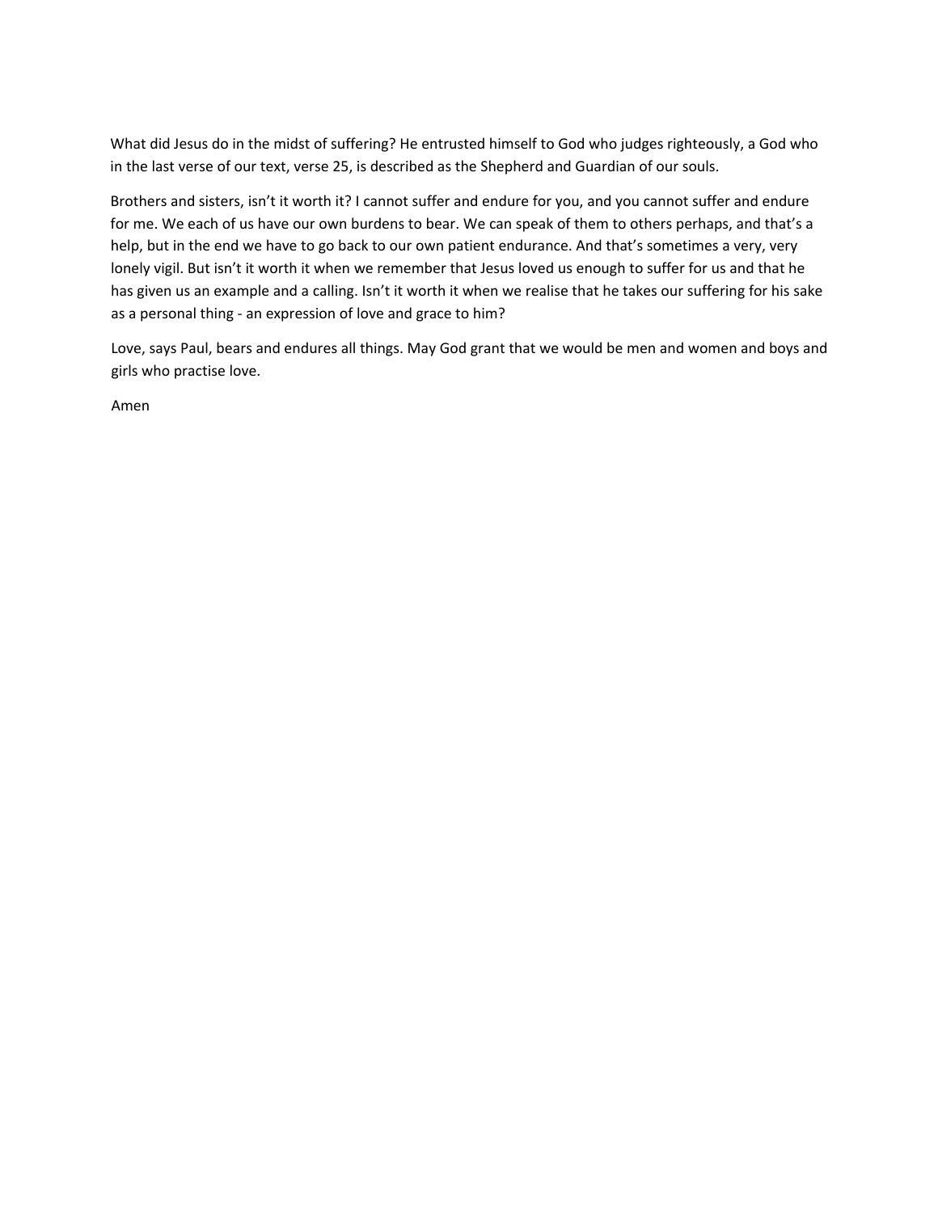What did Jesus do in the midst of suffering? He entrusted himself to God who judges righteously, a God who in the last verse of our text, verse 25, is described as the Shepherd and Guardian of our souls.

Brothers and sisters, isn't it worth it? I cannot suffer and endure for you, and you cannot suffer and endure for me. We each of us have our own burdens to bear. We can speak of them to others perhaps, and that's a help, but in the end we have to go back to our own patient endurance. And that's sometimes a very, very lonely vigil. But isn't it worth it when we remember that Jesus loved us enough to suffer for us and that he has given us an example and a calling. Isn't it worth it when we realise that he takes our suffering for his sake as a personal thing - an expression of love and grace to him?

Love, says Paul, bears and endures all things. May God grant that we would be men and women and boys and girls who practise love.

Amen